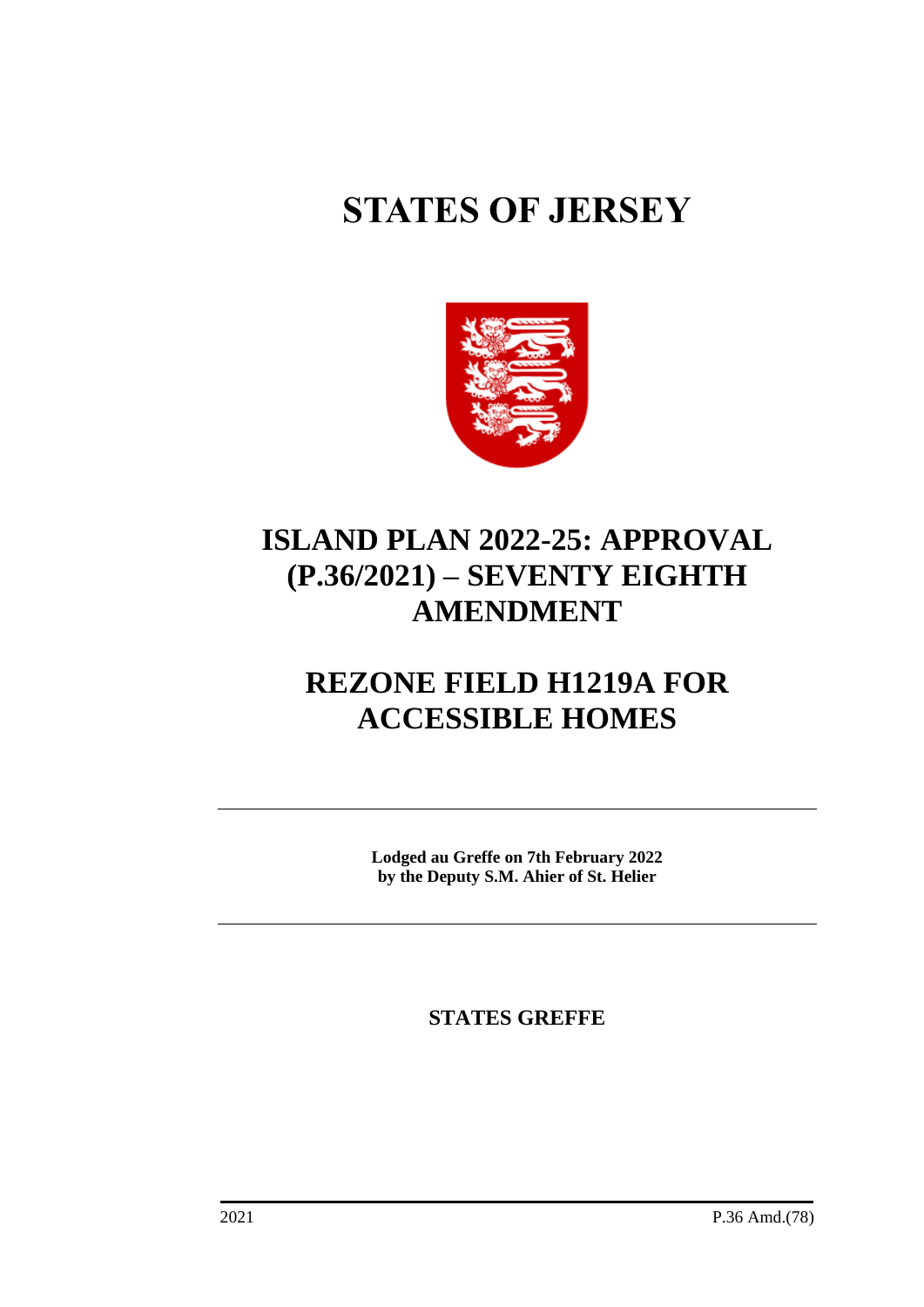# STATES OF JERSEY

## ISLAND PLAN 2022-25: APPROVAL (P.36/2021) – SEVENTY EIGHTH AMENDMENT

## REZONE FIELD H1219A FOR ACCESSIBLE HOMES

---

**Lodged au Greffe on 7th February 2022**
**by the Deputy S.M. Ahier of St. Helier**

---

**STATES GREFFE**

2021 P.36 Amd.(78)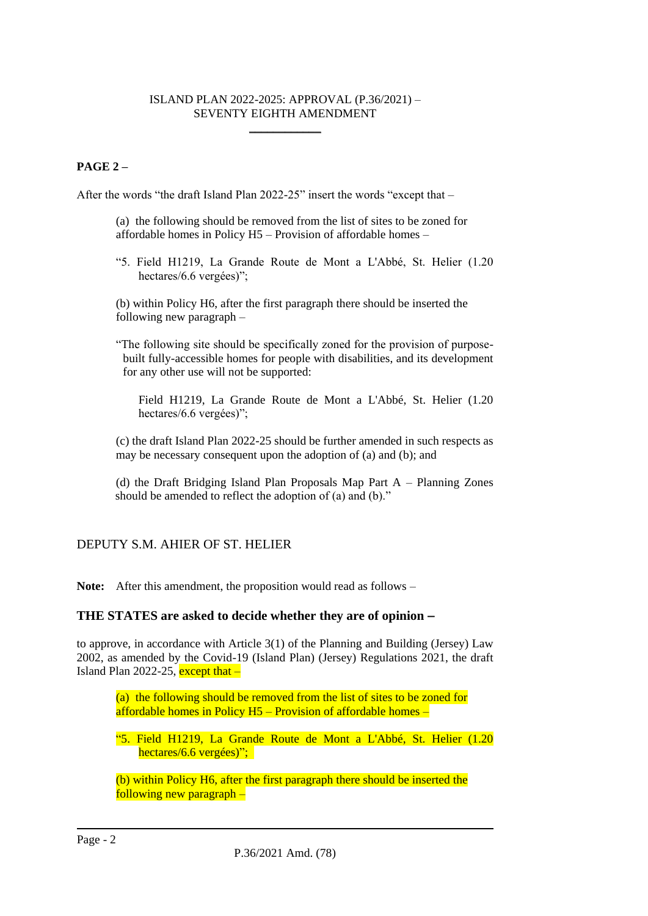ISLAND PLAN 2022-2025: APPROVAL (P.36/2021) – SEVENTY EIGHTH AMENDMENT

**PAGE 2 –**

After the words "the draft Island Plan 2022-25" insert the words "except that –

(a) the following should be removed from the list of sites to be zoned for affordable homes in Policy H5 – Provision of affordable homes –

"5. Field H1219, La Grande Route de Mont a L'Abbé, St. Helier (1.20 hectares/6.6 vergées)";

(b) within Policy H6, after the first paragraph there should be inserted the following new paragraph –

"The following site should be specifically zoned for the provision of purpose-built fully-accessible homes for people with disabilities, and its development for any other use will not be supported:

Field H1219, La Grande Route de Mont a L'Abbé, St. Helier (1.20 hectares/6.6 vergées)";

(c) the draft Island Plan 2022-25 should be further amended in such respects as may be necessary consequent upon the adoption of (a) and (b); and

(d) the Draft Bridging Island Plan Proposals Map Part A – Planning Zones should be amended to reflect the adoption of (a) and (b)."

DEPUTY S.M. AHIER OF ST. HELIER

**Note:** After this amendment, the proposition would read as follows –

### THE STATES are asked to decide whether they are of opinion −

to approve, in accordance with Article 3(1) of the Planning and Building (Jersey) Law 2002, as amended by the Covid-19 (Island Plan) (Jersey) Regulations 2021, the draft Island Plan 2022-25, except that –

(a) the following should be removed from the list of sites to be zoned for affordable homes in Policy H5 – Provision of affordable homes –

"5. Field H1219, La Grande Route de Mont a L'Abbé, St. Helier (1.20 hectares/6.6 vergées)";

(b) within Policy H6, after the first paragraph there should be inserted the following new paragraph –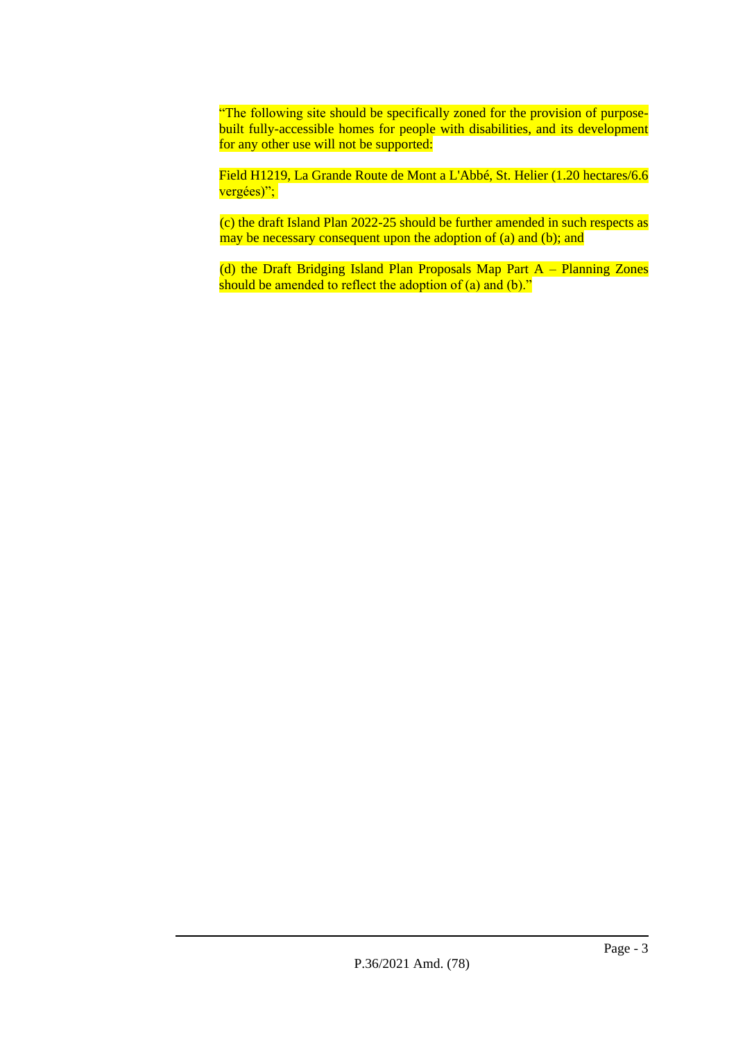"The following site should be specifically zoned for the provision of purpose-built fully-accessible homes for people with disabilities, and its development for any other use will not be supported:

Field H1219, La Grande Route de Mont a L'Abbé, St. Helier (1.20 hectares/6.6 vergées)";

(c) the draft Island Plan 2022-25 should be further amended in such respects as may be necessary consequent upon the adoption of (a) and (b); and

(d) the Draft Bridging Island Plan Proposals Map Part A – Planning Zones should be amended to reflect the adoption of (a) and (b)."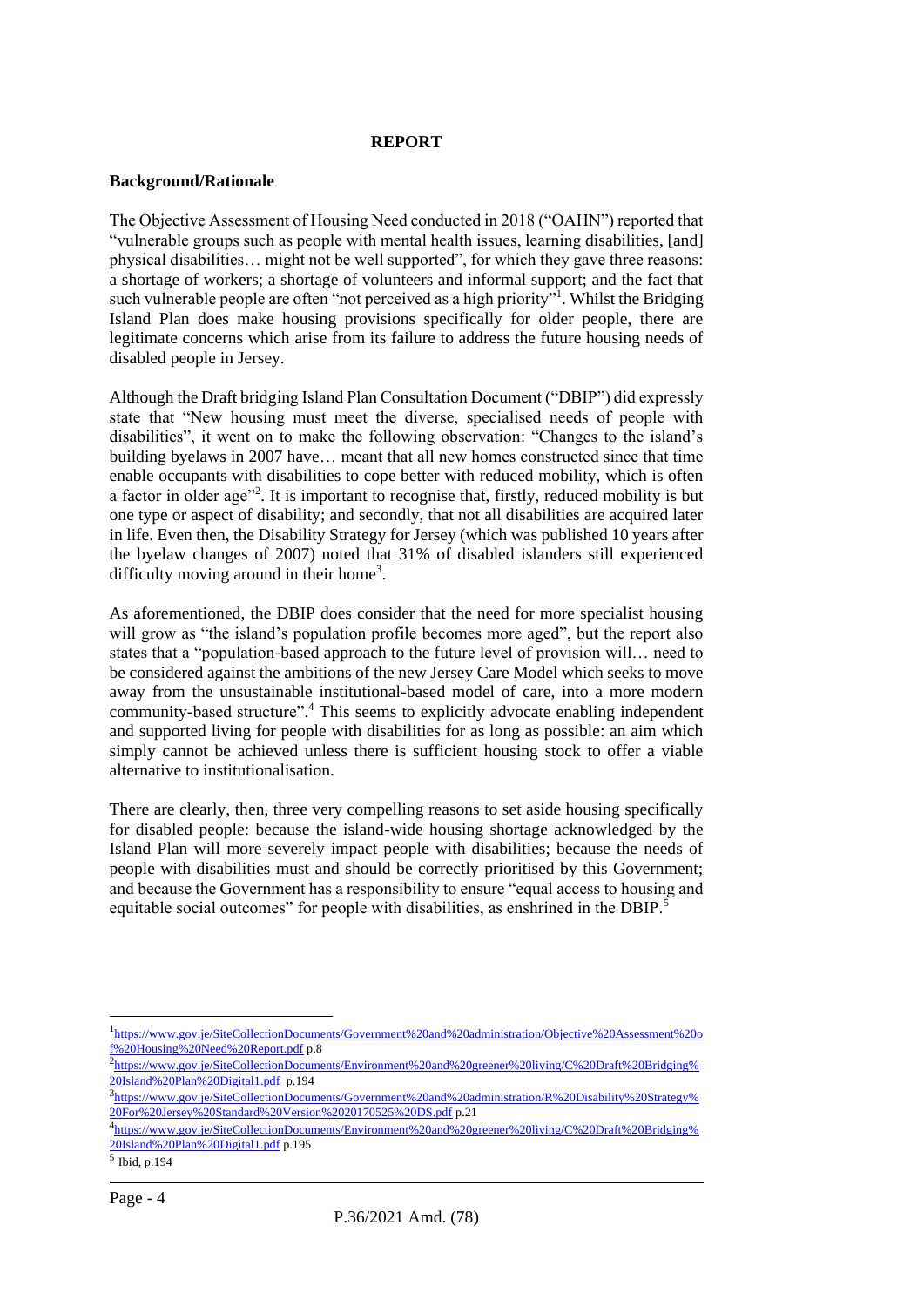**REPORT**

**Background/Rationale**

The Objective Assessment of Housing Need conducted in 2018 ("OAHN") reported that "vulnerable groups such as people with mental health issues, learning disabilities, [and] physical disabilities… might not be well supported", for which they gave three reasons: a shortage of workers; a shortage of volunteers and informal support; and the fact that such vulnerable people are often "not perceived as a high priority"[1]. Whilst the Bridging Island Plan does make housing provisions specifically for older people, there are legitimate concerns which arise from its failure to address the future housing needs of disabled people in Jersey.

Although the Draft bridging Island Plan Consultation Document ("DBIP") did expressly state that "New housing must meet the diverse, specialised needs of people with disabilities", it went on to make the following observation: "Changes to the island's building byelaws in 2007 have… meant that all new homes constructed since that time enable occupants with disabilities to cope better with reduced mobility, which is often a factor in older age"[2]. It is important to recognise that, firstly, reduced mobility is but one type or aspect of disability; and secondly, that not all disabilities are acquired later in life. Even then, the Disability Strategy for Jersey (which was published 10 years after the byelaw changes of 2007) noted that 31% of disabled islanders still experienced difficulty moving around in their home[3].

As aforementioned, the DBIP does consider that the need for more specialist housing will grow as "the island's population profile becomes more aged", but the report also states that a "population-based approach to the future level of provision will… need to be considered against the ambitions of the new Jersey Care Model which seeks to move away from the unsustainable institutional-based model of care, into a more modern community-based structure".[4] This seems to explicitly advocate enabling independent and supported living for people with disabilities for as long as possible: an aim which simply cannot be achieved unless there is sufficient housing stock to offer a viable alternative to institutionalisation.

There are clearly, then, three very compelling reasons to set aside housing specifically for disabled people: because the island-wide housing shortage acknowledged by the Island Plan will more severely impact people with disabilities; because the needs of people with disabilities must and should be correctly prioritised by this Government; and because the Government has a responsibility to ensure "equal access to housing and equitable social outcomes" for people with disabilities, as enshrined in the DBIP.[5]

---

[1] https://www.gov.je/SiteCollectionDocuments/Government%20and%20administration/Objective%20Assessment%20of%20Housing%20Need%20Report.pdf p.8

[2] https://www.gov.je/SiteCollectionDocuments/Environment%20and%20greener%20living/C%20Draft%20Bridging%20Island%20Plan%20Digital1.pdf p.194

[3] https://www.gov.je/SiteCollectionDocuments/Government%20and%20administration/R%20Disability%20Strategy%20For%20Jersey%20Standard%20Version%2020170525%20DS.pdf p.21

[4] https://www.gov.je/SiteCollectionDocuments/Environment%20and%20greener%20living/C%20Draft%20Bridging%20Island%20Plan%20Digital1.pdf p.195

[5] Ibid, p.194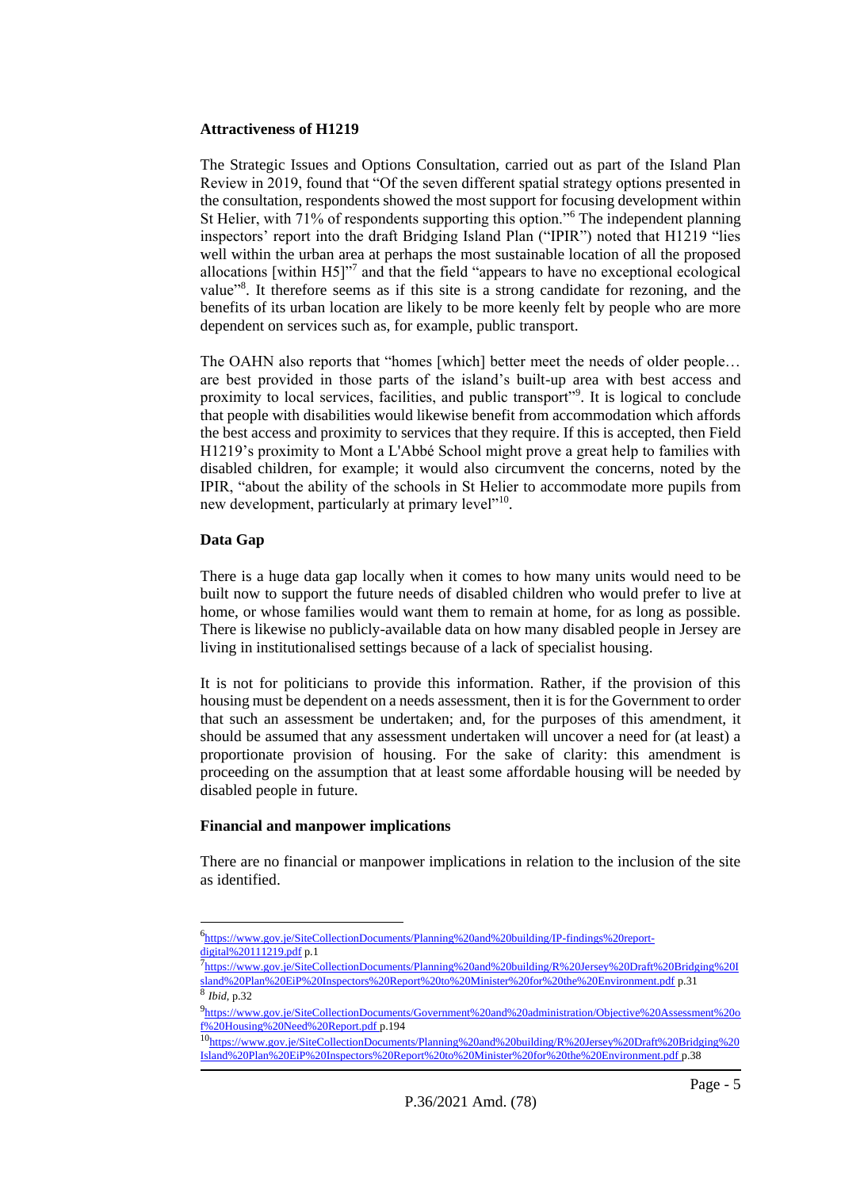**Attractiveness of H1219**

The Strategic Issues and Options Consultation, carried out as part of the Island Plan Review in 2019, found that "Of the seven different spatial strategy options presented in the consultation, respondents showed the most support for focusing development within St Helier, with 71% of respondents supporting this option."[6] The independent planning inspectors' report into the draft Bridging Island Plan ("IPIR") noted that H1219 "lies well within the urban area at perhaps the most sustainable location of all the proposed allocations [within H5]"[7] and that the field "appears to have no exceptional ecological value"[8]. It therefore seems as if this site is a strong candidate for rezoning, and the benefits of its urban location are likely to be more keenly felt by people who are more dependent on services such as, for example, public transport.

The OAHN also reports that "homes [which] better meet the needs of older people… are best provided in those parts of the island's built-up area with best access and proximity to local services, facilities, and public transport"[9]. It is logical to conclude that people with disabilities would likewise benefit from accommodation which affords the best access and proximity to services that they require. If this is accepted, then Field H1219's proximity to Mont a L'Abbé School might prove a great help to families with disabled children, for example; it would also circumvent the concerns, noted by the IPIR, "about the ability of the schools in St Helier to accommodate more pupils from new development, particularly at primary level"[10].

**Data Gap**

There is a huge data gap locally when it comes to how many units would need to be built now to support the future needs of disabled children who would prefer to live at home, or whose families would want them to remain at home, for as long as possible. There is likewise no publicly-available data on how many disabled people in Jersey are living in institutionalised settings because of a lack of specialist housing.

It is not for politicians to provide this information. Rather, if the provision of this housing must be dependent on a needs assessment, then it is for the Government to order that such an assessment be undertaken; and, for the purposes of this amendment, it should be assumed that any assessment undertaken will uncover a need for (at least) a proportionate provision of housing. For the sake of clarity: this amendment is proceeding on the assumption that at least some affordable housing will be needed by disabled people in future.

**Financial and manpower implications**

There are no financial or manpower implications in relation to the inclusion of the site as identified.

---

[6] https://www.gov.je/SiteCollectionDocuments/Planning%20and%20building/IP-findings%20report-digital%20111219.pdf p.1

[7] https://www.gov.je/SiteCollectionDocuments/Planning%20and%20building/R%20Jersey%20Draft%20Bridging%20Island%20Plan%20EiP%20Inspectors%20Report%20to%20Minister%20for%20the%20Environment.pdf p.31

[8] *Ibid*, p.32

[9] https://www.gov.je/SiteCollectionDocuments/Government%20and%20administration/Objective%20Assessment%20of%20Housing%20Need%20Report.pdf p.194

[10] https://www.gov.je/SiteCollectionDocuments/Planning%20and%20building/R%20Jersey%20Draft%20Bridging%20Island%20Plan%20EiP%20Inspectors%20Report%20to%20Minister%20for%20the%20Environment.pdf p.38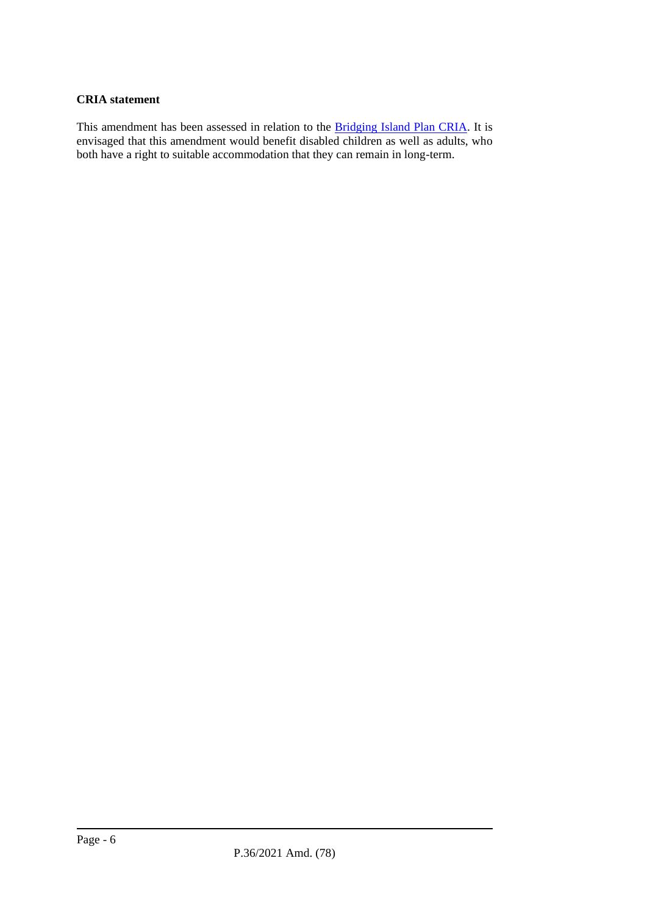**CRIA statement**

This amendment has been assessed in relation to the Bridging Island Plan CRIA. It is envisaged that this amendment would benefit disabled children as well as adults, who both have a right to suitable accommodation that they can remain in long-term.